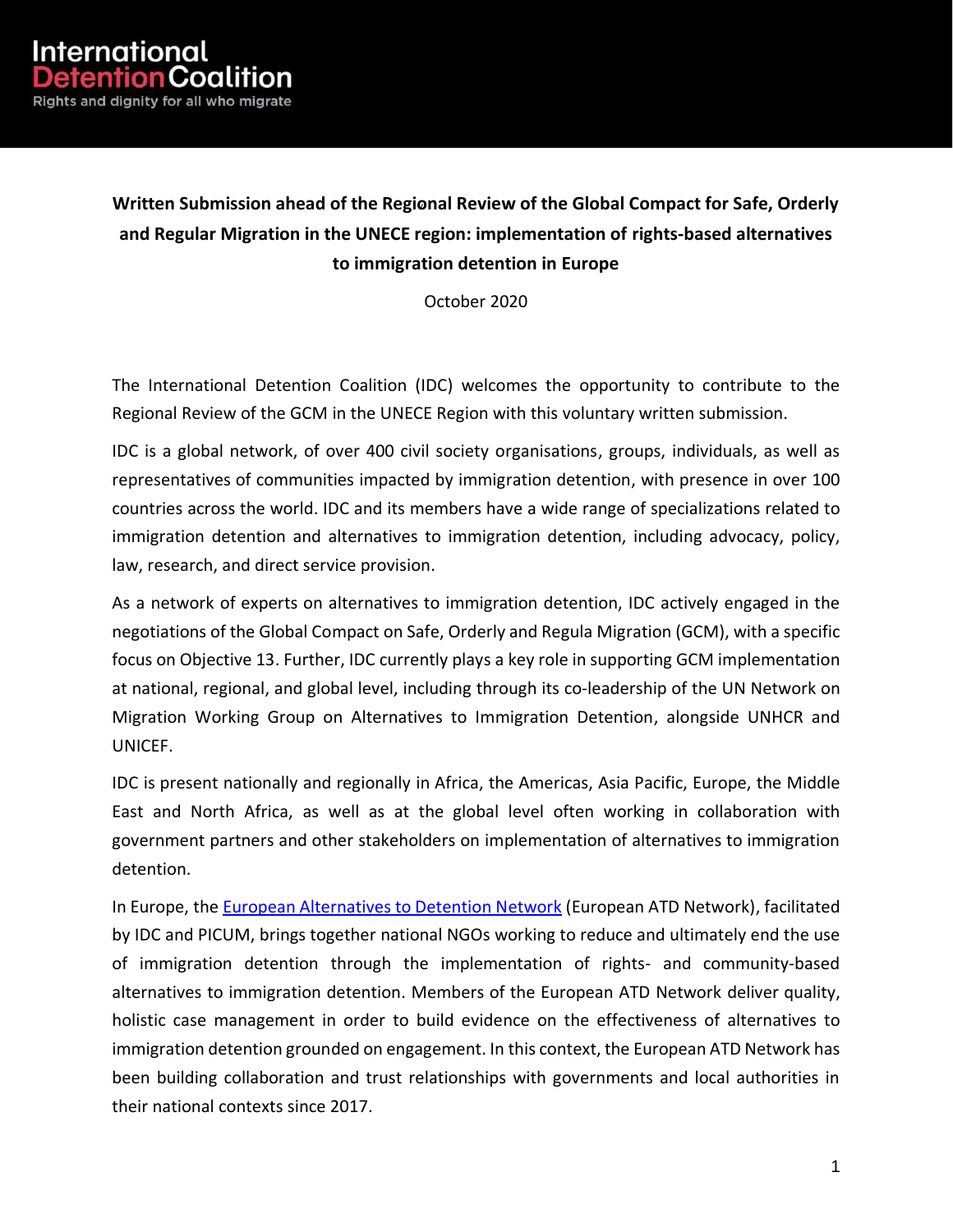International Detention Coalition
Rights and dignity for all who migrate

**Written Submission ahead of the Regional Review of the Global Compact for Safe, Orderly and Regular Migration in the UNECE region: implementation of rights-based alternatives to immigration detention in Europe**

October 2020

The International Detention Coalition (IDC) welcomes the opportunity to contribute to the Regional Review of the GCM in the UNECE Region with this voluntary written submission.

IDC is a global network, of over 400 civil society organisations, groups, individuals, as well as representatives of communities impacted by immigration detention, with presence in over 100 countries across the world. IDC and its members have a wide range of specializations related to immigration detention and alternatives to immigration detention, including advocacy, policy, law, research, and direct service provision.

As a network of experts on alternatives to immigration detention, IDC actively engaged in the negotiations of the Global Compact on Safe, Orderly and Regula Migration (GCM), with a specific focus on Objective 13. Further, IDC currently plays a key role in supporting GCM implementation at national, regional, and global level, including through its co-leadership of the UN Network on Migration Working Group on Alternatives to Immigration Detention, alongside UNHCR and UNICEF.

IDC is present nationally and regionally in Africa, the Americas, Asia Pacific, Europe, the Middle East and North Africa, as well as at the global level often working in collaboration with government partners and other stakeholders on implementation of alternatives to immigration detention.

In Europe, the European Alternatives to Detention Network (European ATD Network), facilitated by IDC and PICUM, brings together national NGOs working to reduce and ultimately end the use of immigration detention through the implementation of rights- and community-based alternatives to immigration detention. Members of the European ATD Network deliver quality, holistic case management in order to build evidence on the effectiveness of alternatives to immigration detention grounded on engagement. In this context, the European ATD Network has been building collaboration and trust relationships with governments and local authorities in their national contexts since 2017.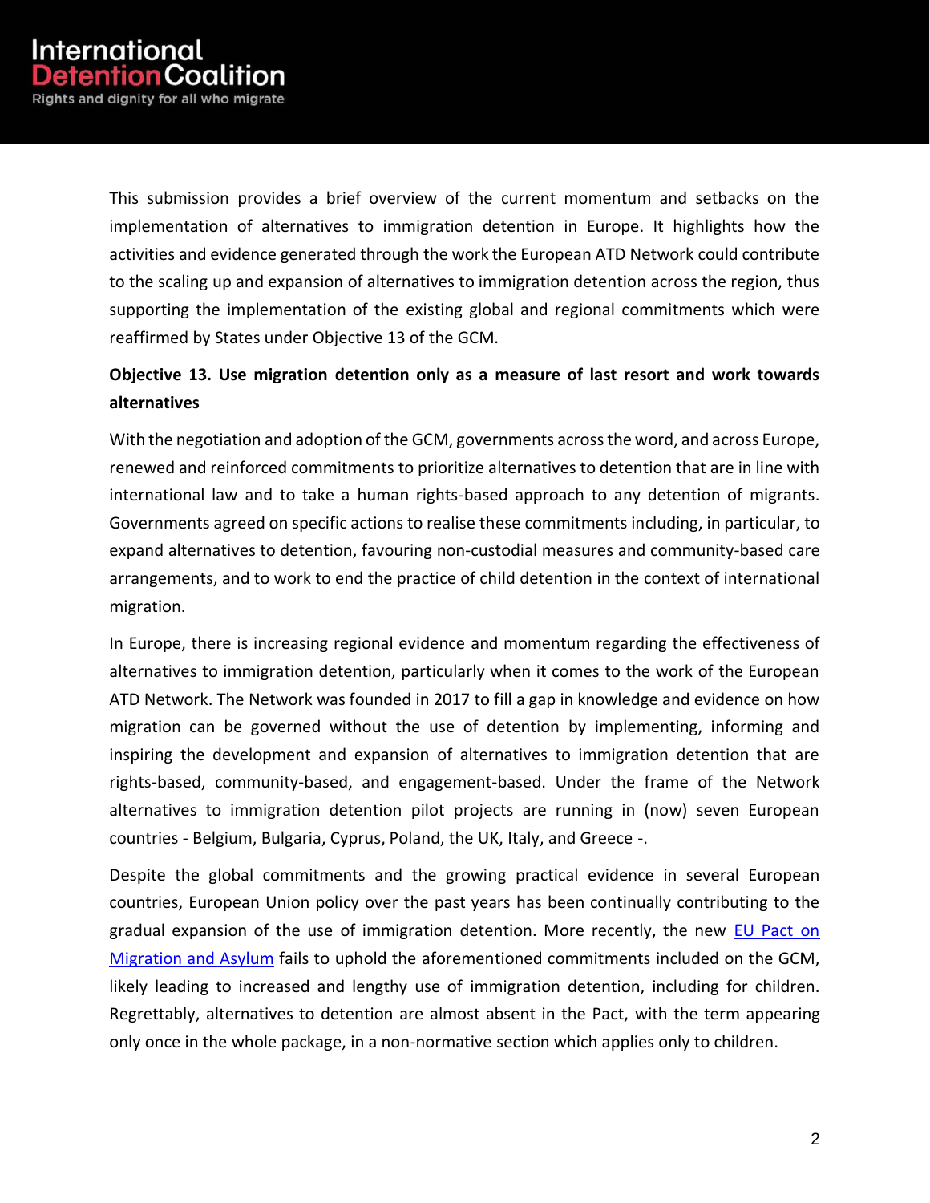This submission provides a brief overview of the current momentum and setbacks on the implementation of alternatives to immigration detention in Europe. It highlights how the activities and evidence generated through the work the European ATD Network could contribute to the scaling up and expansion of alternatives to immigration detention across the region, thus supporting the implementation of the existing global and regional commitments which were reaffirmed by States under Objective 13 of the GCM.

**Objective 13. Use migration detention only as a measure of last resort and work towards alternatives**

With the negotiation and adoption of the GCM, governments across the word, and across Europe, renewed and reinforced commitments to prioritize alternatives to detention that are in line with international law and to take a human rights-based approach to any detention of migrants. Governments agreed on specific actions to realise these commitments including, in particular, to expand alternatives to detention, favouring non-custodial measures and community-based care arrangements, and to work to end the practice of child detention in the context of international migration.

In Europe, there is increasing regional evidence and momentum regarding the effectiveness of alternatives to immigration detention, particularly when it comes to the work of the European ATD Network. The Network was founded in 2017 to fill a gap in knowledge and evidence on how migration can be governed without the use of detention by implementing, informing and inspiring the development and expansion of alternatives to immigration detention that are rights-based, community-based, and engagement-based. Under the frame of the Network alternatives to immigration detention pilot projects are running in (now) seven European countries - Belgium, Bulgaria, Cyprus, Poland, the UK, Italy, and Greece -.

Despite the global commitments and the growing practical evidence in several European countries, European Union policy over the past years has been continually contributing to the gradual expansion of the use of immigration detention. More recently, the new [EU Pact on Migration and Asylum]() fails to uphold the aforementioned commitments included on the GCM, likely leading to increased and lengthy use of immigration detention, including for children. Regrettably, alternatives to detention are almost absent in the Pact, with the term appearing only once in the whole package, in a non-normative section which applies only to children.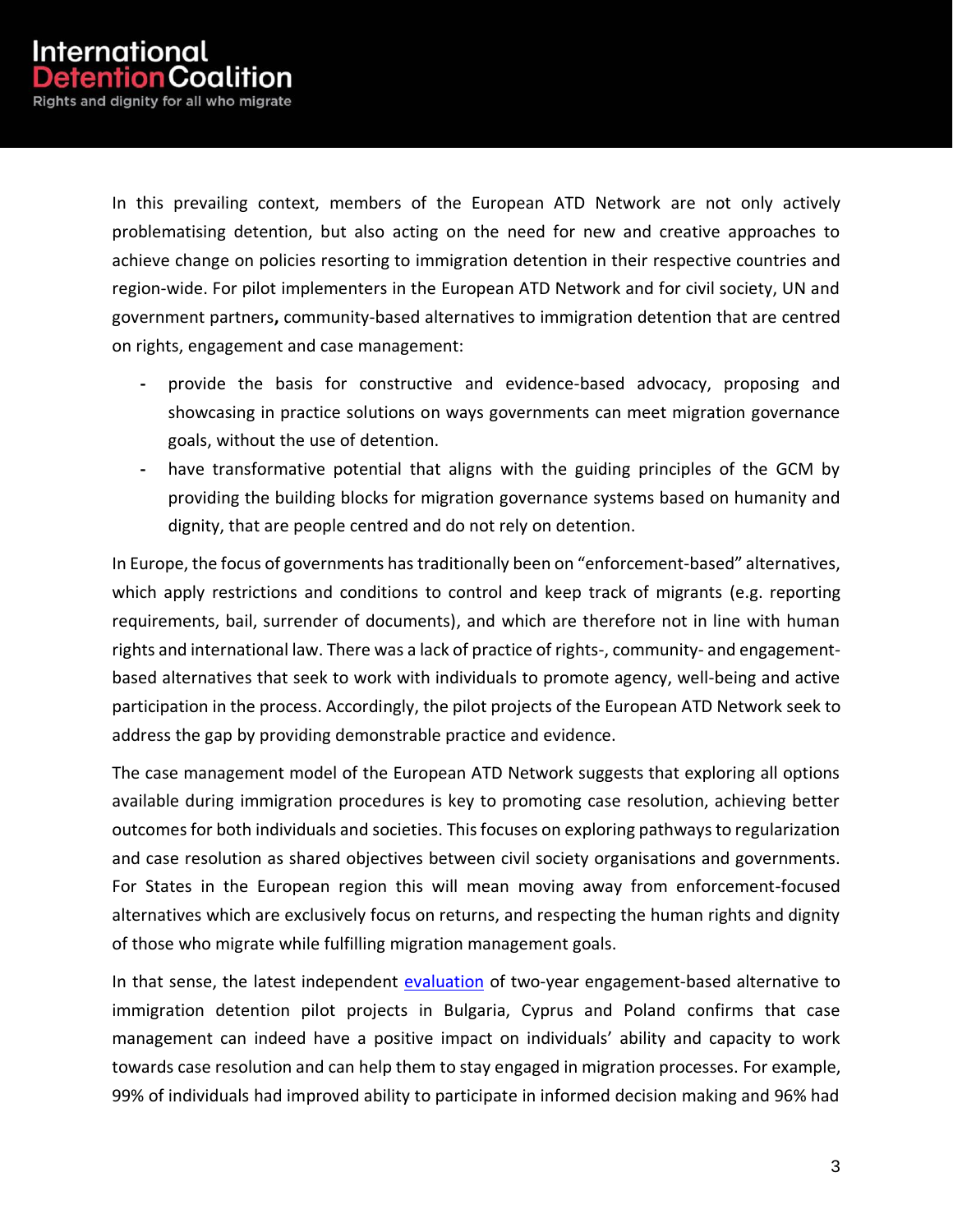In this prevailing context, members of the European ATD Network are not only actively problematising detention, but also acting on the need for new and creative approaches to achieve change on policies resorting to immigration detention in their respective countries and region-wide. For pilot implementers in the European ATD Network and for civil society, UN and government partners**,** community-based alternatives to immigration detention that are centred on rights, engagement and case management:

- provide the basis for constructive and evidence-based advocacy, proposing and showcasing in practice solutions on ways governments can meet migration governance goals, without the use of detention.
- have transformative potential that aligns with the guiding principles of the GCM by providing the building blocks for migration governance systems based on humanity and dignity, that are people centred and do not rely on detention.

In Europe, the focus of governments has traditionally been on "enforcement-based" alternatives, which apply restrictions and conditions to control and keep track of migrants (e.g. reporting requirements, bail, surrender of documents), and which are therefore not in line with human rights and international law. There was a lack of practice of rights-, community- and engagement-based alternatives that seek to work with individuals to promote agency, well-being and active participation in the process. Accordingly, the pilot projects of the European ATD Network seek to address the gap by providing demonstrable practice and evidence.

The case management model of the European ATD Network suggests that exploring all options available during immigration procedures is key to promoting case resolution, achieving better outcomes for both individuals and societies. This focuses on exploring pathways to regularization and case resolution as shared objectives between civil society organisations and governments. For States in the European region this will mean moving away from enforcement-focused alternatives which are exclusively focus on returns, and respecting the human rights and dignity of those who migrate while fulfilling migration management goals.

In that sense, the latest independent [evaluation](#) of two-year engagement-based alternative to immigration detention pilot projects in Bulgaria, Cyprus and Poland confirms that case management can indeed have a positive impact on individuals' ability and capacity to work towards case resolution and can help them to stay engaged in migration processes. For example, 99% of individuals had improved ability to participate in informed decision making and 96% had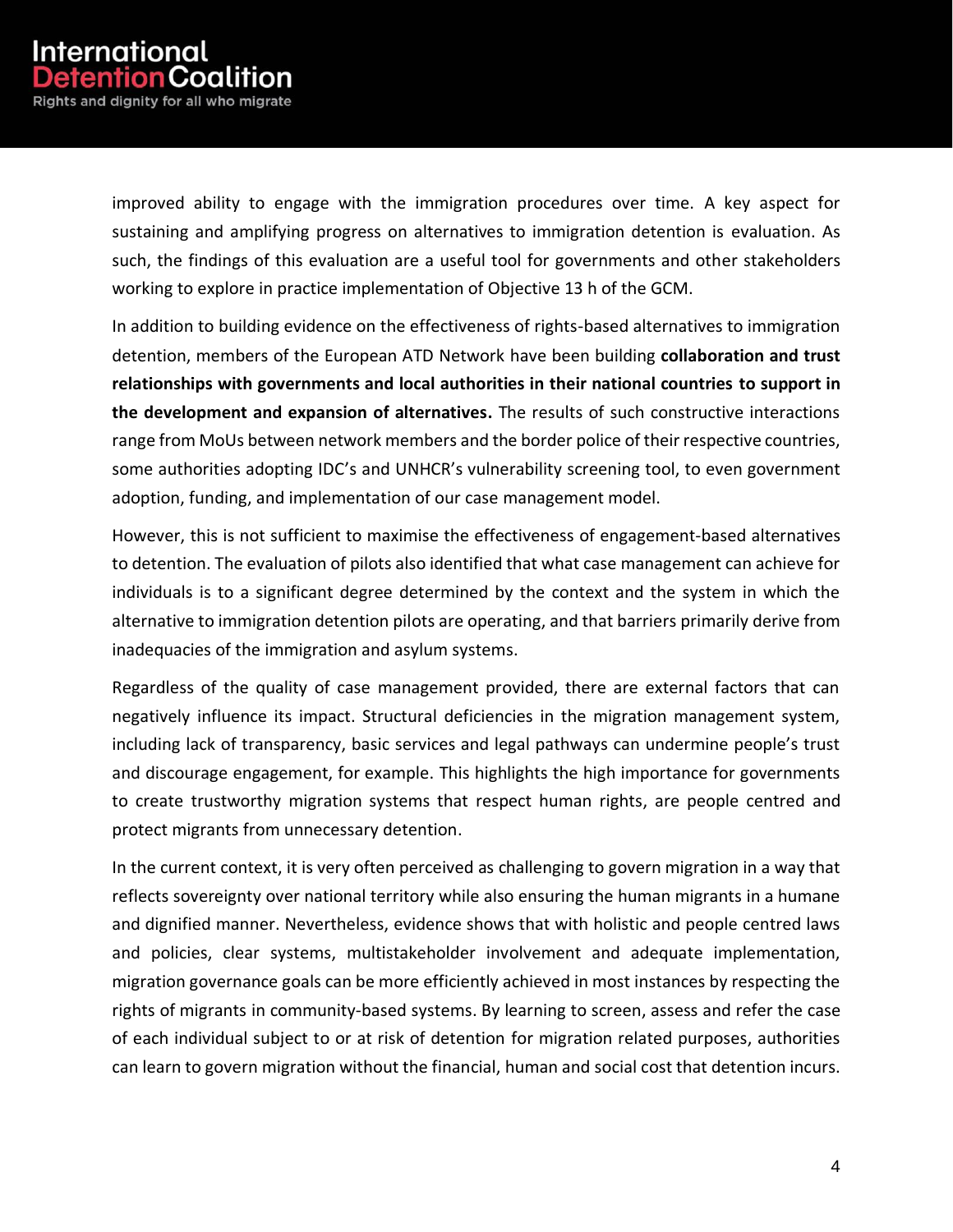improved ability to engage with the immigration procedures over time. A key aspect for sustaining and amplifying progress on alternatives to immigration detention is evaluation. As such, the findings of this evaluation are a useful tool for governments and other stakeholders working to explore in practice implementation of Objective 13 h of the GCM.

In addition to building evidence on the effectiveness of rights-based alternatives to immigration detention, members of the European ATD Network have been building **collaboration and trust relationships with governments and local authorities in their national countries to support in the development and expansion of alternatives.** The results of such constructive interactions range from MoUs between network members and the border police of their respective countries, some authorities adopting IDC's and UNHCR's vulnerability screening tool, to even government adoption, funding, and implementation of our case management model.

However, this is not sufficient to maximise the effectiveness of engagement-based alternatives to detention. The evaluation of pilots also identified that what case management can achieve for individuals is to a significant degree determined by the context and the system in which the alternative to immigration detention pilots are operating, and that barriers primarily derive from inadequacies of the immigration and asylum systems.

Regardless of the quality of case management provided, there are external factors that can negatively influence its impact. Structural deficiencies in the migration management system, including lack of transparency, basic services and legal pathways can undermine people's trust and discourage engagement, for example. This highlights the high importance for governments to create trustworthy migration systems that respect human rights, are people centred and protect migrants from unnecessary detention.

In the current context, it is very often perceived as challenging to govern migration in a way that reflects sovereignty over national territory while also ensuring the human migrants in a humane and dignified manner. Nevertheless, evidence shows that with holistic and people centred laws and policies, clear systems, multistakeholder involvement and adequate implementation, migration governance goals can be more efficiently achieved in most instances by respecting the rights of migrants in community-based systems. By learning to screen, assess and refer the case of each individual subject to or at risk of detention for migration related purposes, authorities can learn to govern migration without the financial, human and social cost that detention incurs.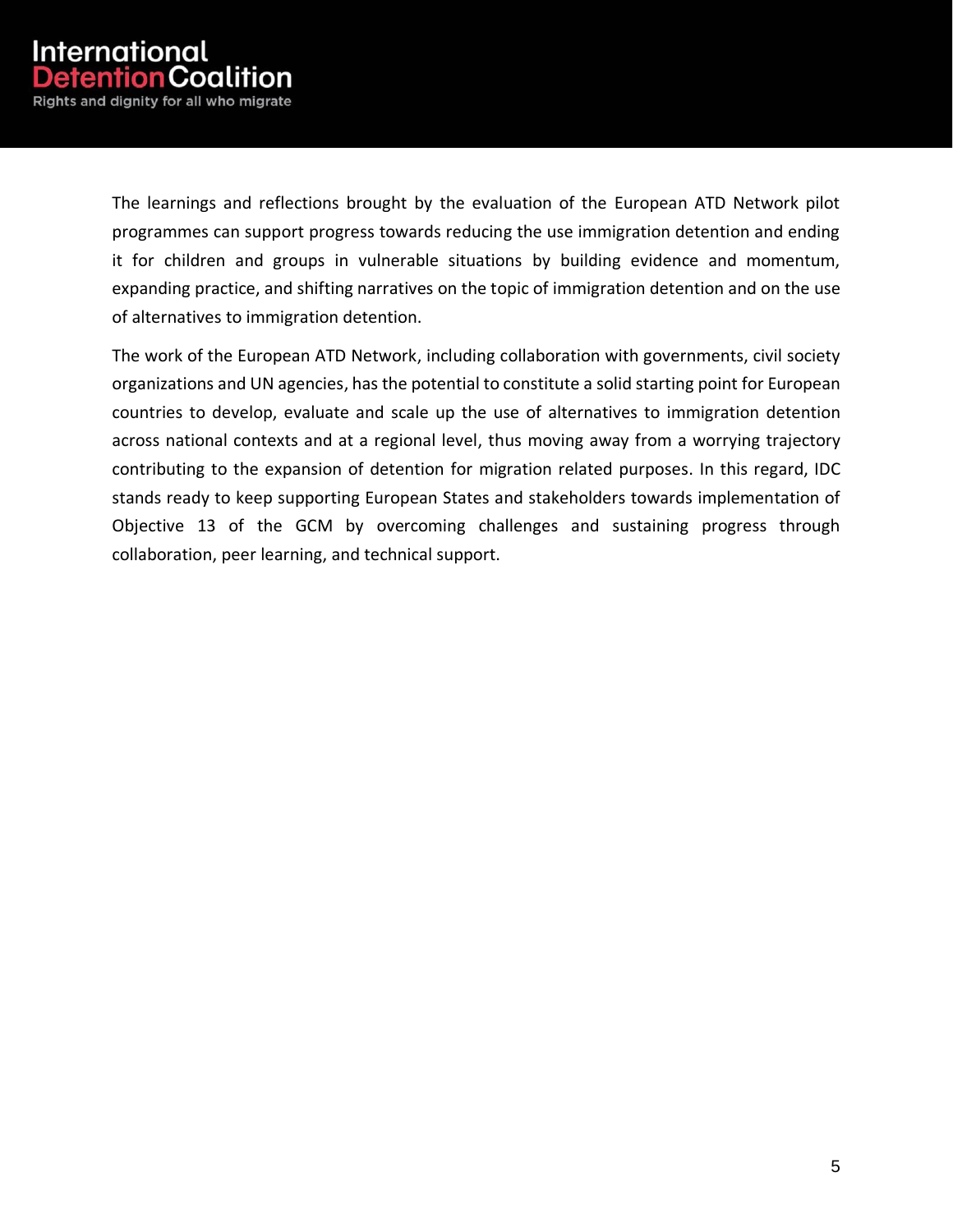The learnings and reflections brought by the evaluation of the European ATD Network pilot programmes can support progress towards reducing the use immigration detention and ending it for children and groups in vulnerable situations by building evidence and momentum, expanding practice, and shifting narratives on the topic of immigration detention and on the use of alternatives to immigration detention.

The work of the European ATD Network, including collaboration with governments, civil society organizations and UN agencies, has the potential to constitute a solid starting point for European countries to develop, evaluate and scale up the use of alternatives to immigration detention across national contexts and at a regional level, thus moving away from a worrying trajectory contributing to the expansion of detention for migration related purposes. In this regard, IDC stands ready to keep supporting European States and stakeholders towards implementation of Objective 13 of the GCM by overcoming challenges and sustaining progress through collaboration, peer learning, and technical support.